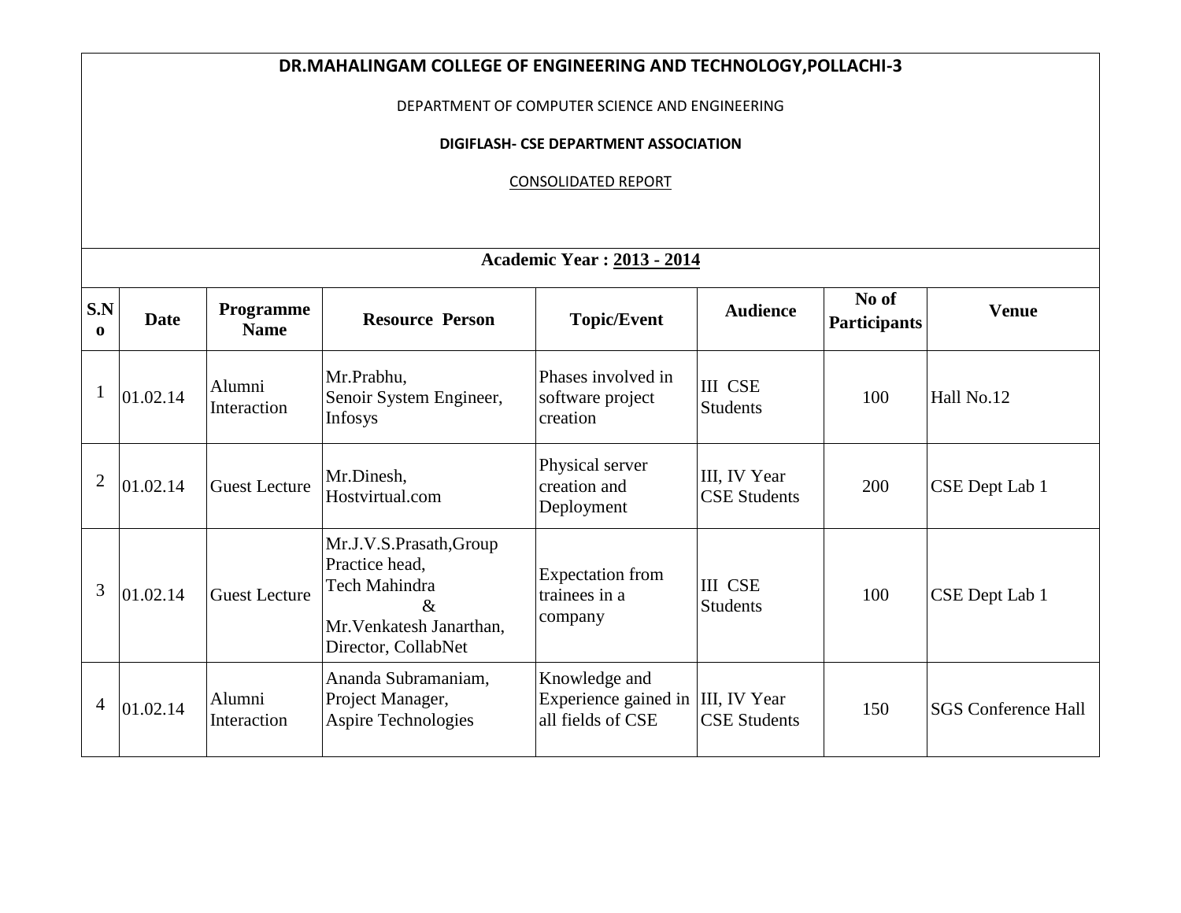# DR.MAHALINGAM COLLEGE OF ENGINEERING AND TECHNOLOGY,POLLACHI-3

DEPARTMENT OF COMPUTER SCIENCE AND ENGINEERING

**DIGIFLASH- CSE DEPARTMENT ASSOCIATION**

CONSOLIDATED REPORT

**Academic Year : 2013 - 2014**

| S.No | Date | Programme Name | Resource Person | Topic/Event | Audience | No of Participants | Venue |
|---|---|---|---|---|---|---|---|
| 1 | 01.02.14 | Alumni Interaction | Mr.Prabhu, Senoir System Engineer, Infosys | Phases involved in software project creation | III CSE Students | 100 | Hall No.12 |
| 2 | 01.02.14 | Guest Lecture | Mr.Dinesh, Hostvirtual.com | Physical server creation and Deployment | III, IV Year CSE Students | 200 | CSE Dept Lab 1 |
| 3 | 01.02.14 | Guest Lecture | Mr.J.V.S.Prasath,Group Practice head, Tech Mahindra & Mr.Venkatesh Janarthan, Director, CollabNet | Expectation from trainees in a company | III CSE Students | 100 | CSE Dept Lab 1 |
| 4 | 01.02.14 | Alumni Interaction | Ananda Subramaniam, Project Manager, Aspire Technologies | Knowledge and Experience gained in all fields of CSE | III, IV Year CSE Students | 150 | SGS Conference Hall |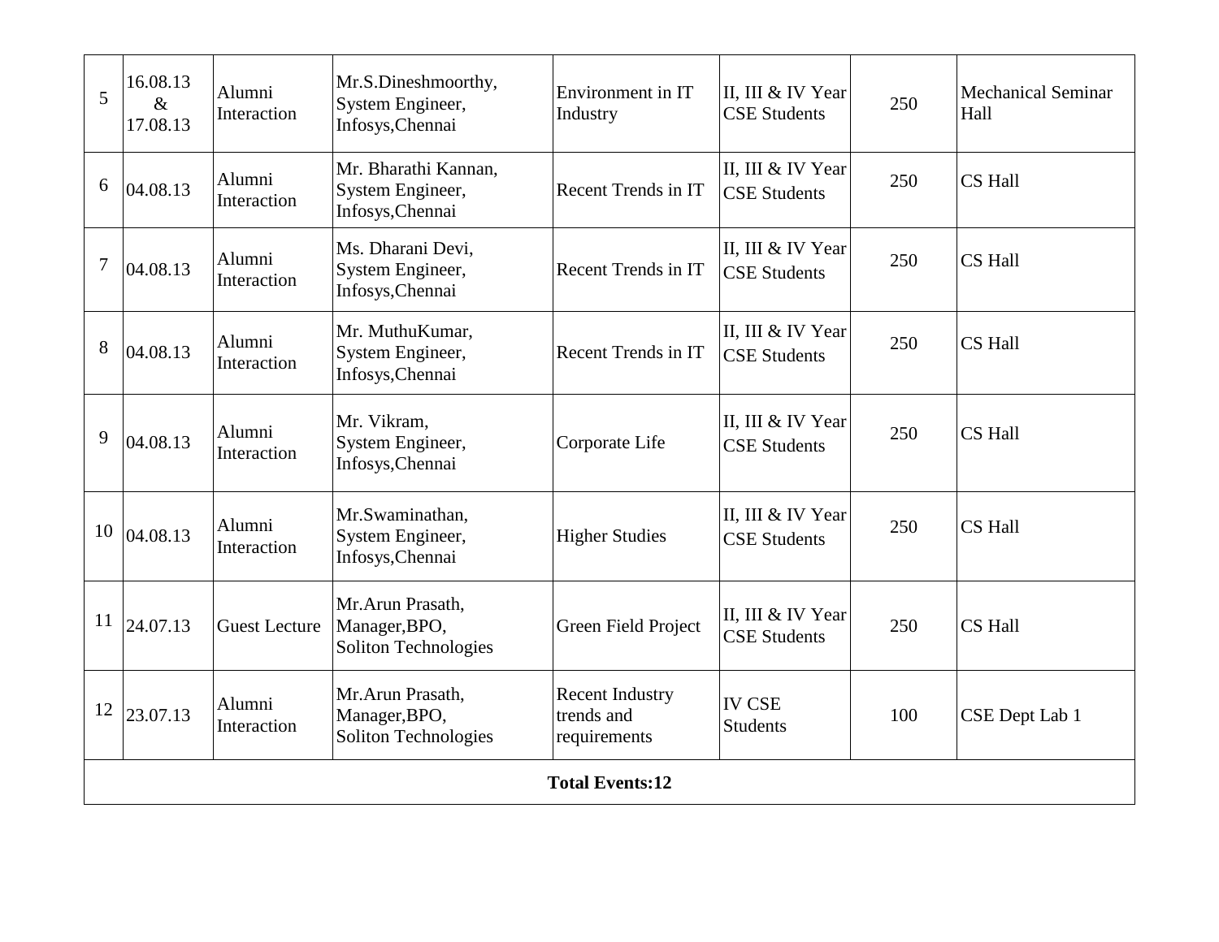| | | | | | | | |
|---|---|---|---|---|---|---|---|
| 5 | 16.08.13 & 17.08.13 | Alumni Interaction | Mr.S.Dineshmoorthy, System Engineer, Infosys,Chennai | Environment in IT Industry | II, III & IV Year CSE Students | 250 | Mechanical Seminar Hall |
| 6 | 04.08.13 | Alumni Interaction | Mr. Bharathi Kannan, System Engineer, Infosys,Chennai | Recent Trends in IT | II, III & IV Year CSE Students | 250 | CS Hall |
| 7 | 04.08.13 | Alumni Interaction | Ms. Dharani Devi, System Engineer, Infosys,Chennai | Recent Trends in IT | II, III & IV Year CSE Students | 250 | CS Hall |
| 8 | 04.08.13 | Alumni Interaction | Mr. MuthuKumar, System Engineer, Infosys,Chennai | Recent Trends in IT | II, III & IV Year CSE Students | 250 | CS Hall |
| 9 | 04.08.13 | Alumni Interaction | Mr. Vikram, System Engineer, Infosys,Chennai | Corporate Life | II, III & IV Year CSE Students | 250 | CS Hall |
| 10 | 04.08.13 | Alumni Interaction | Mr.Swaminathan, System Engineer, Infosys,Chennai | Higher Studies | II, III & IV Year CSE Students | 250 | CS Hall |
| 11 | 24.07.13 | Guest Lecture | Mr.Arun Prasath, Manager,BPO, Soliton Technologies | Green Field Project | II, III & IV Year CSE Students | 250 | CS Hall |
| 12 | 23.07.13 | Alumni Interaction | Mr.Arun Prasath, Manager,BPO, Soliton Technologies | Recent Industry trends and requirements | IV CSE Students | 100 | CSE Dept Lab 1 |
| **Total Events:12** | | | | | | | |